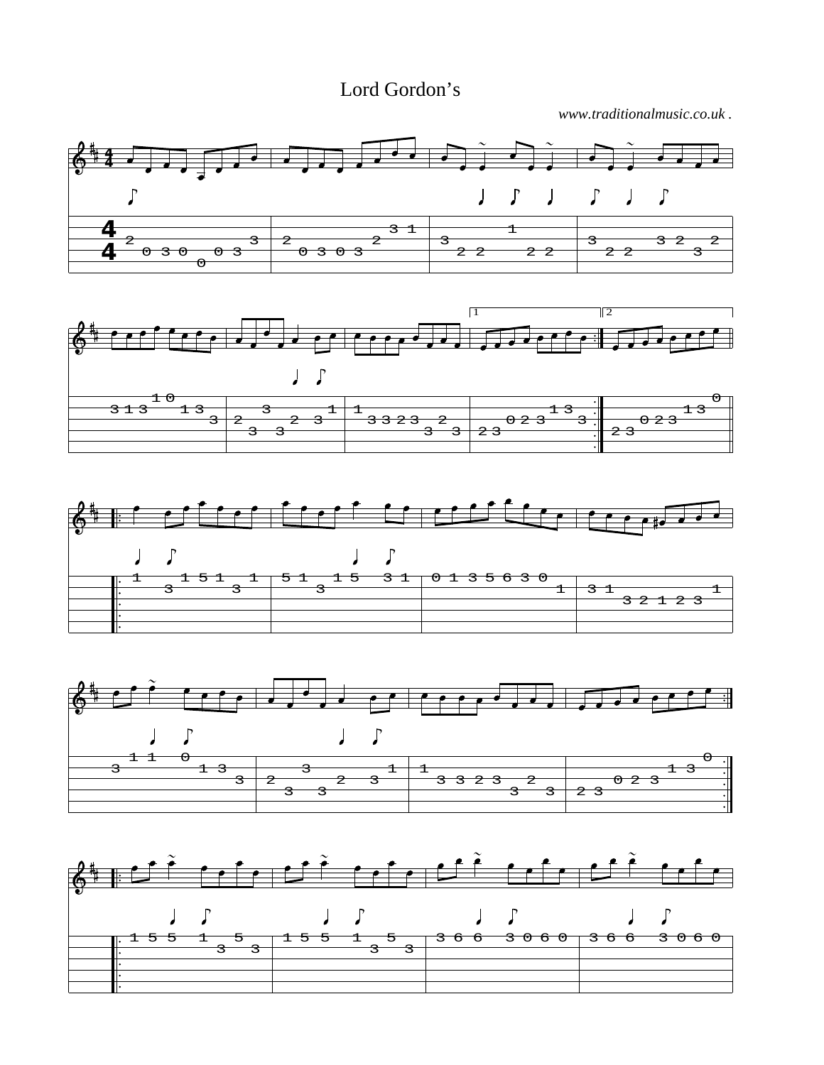# Lord Gordon's

*www.traditionalmusic.co.uk .*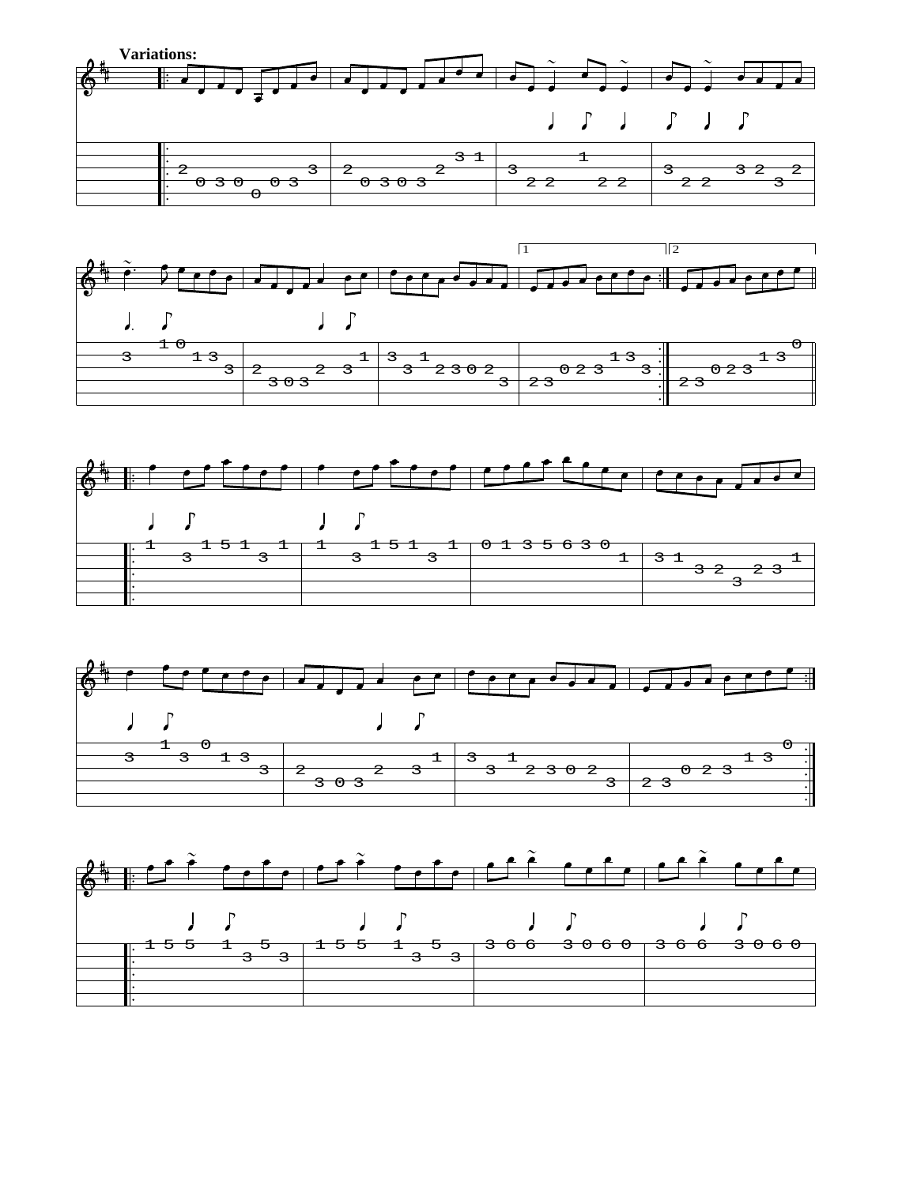**Variations:**